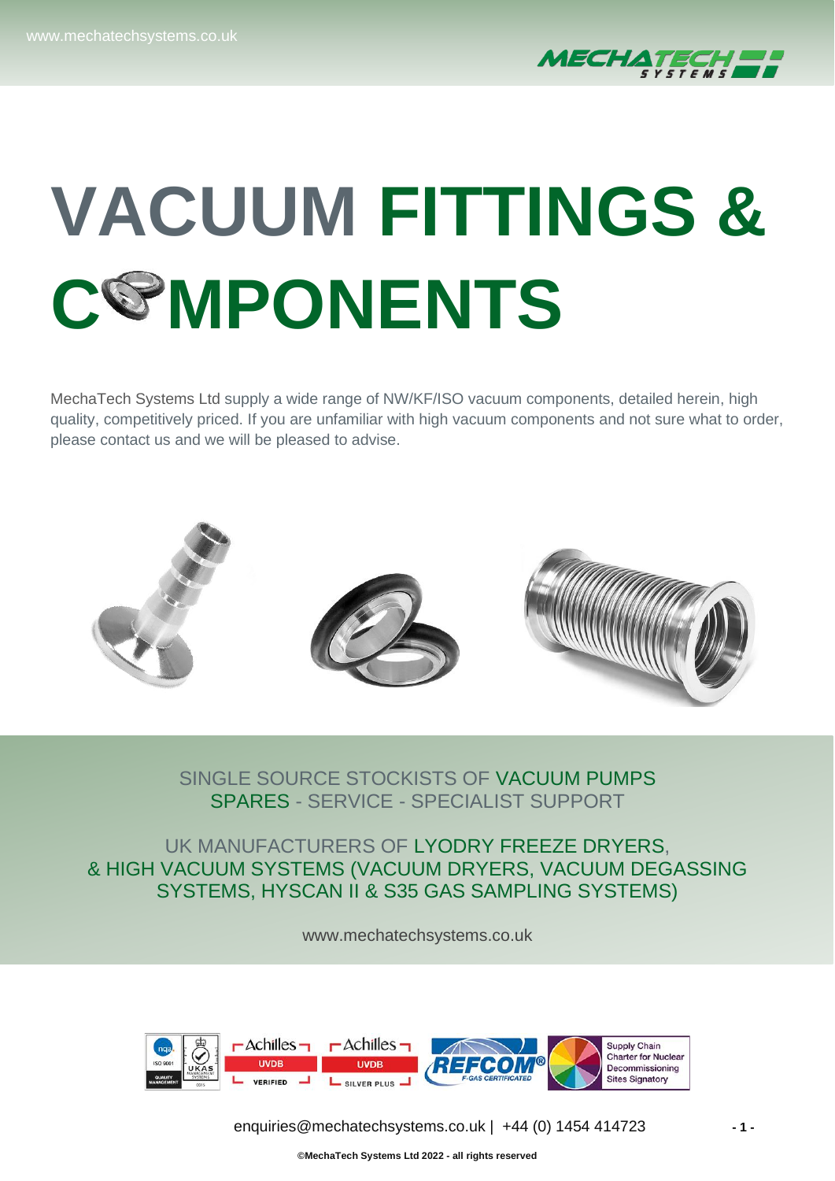# VACUUM FITTINGS & COMPONENTS

MechaTech Systems Ltd supply a wide range of NW/KF/ISO vacuum components, detailed herein, high quality, competitively priced. If you are unfamiliar with high vacuum components and not sure what to order, please contact us and we will be pleased to advise.

SINGLE SOURCE STOCKISTS OF VACUUM PUMPS SPARES - SERVICE - SPECIALIST SUPPORT

UK MANUFACTURERS OF LYODRY FREEZE DRYERS, & HIGH VACUUM SYSTEMS (VACUUM DRYERS, VACUUM DEGASSING SYSTEMS, HYSCAN II & S35 GAS SAMPLING SYSTEMS)

www.mechatechsystems.co.uk

enquiries@mechatechsystems.co.uk | +44 (0) 1454 414723

©MechaTech Systems Ltd 2022 - all rights reserved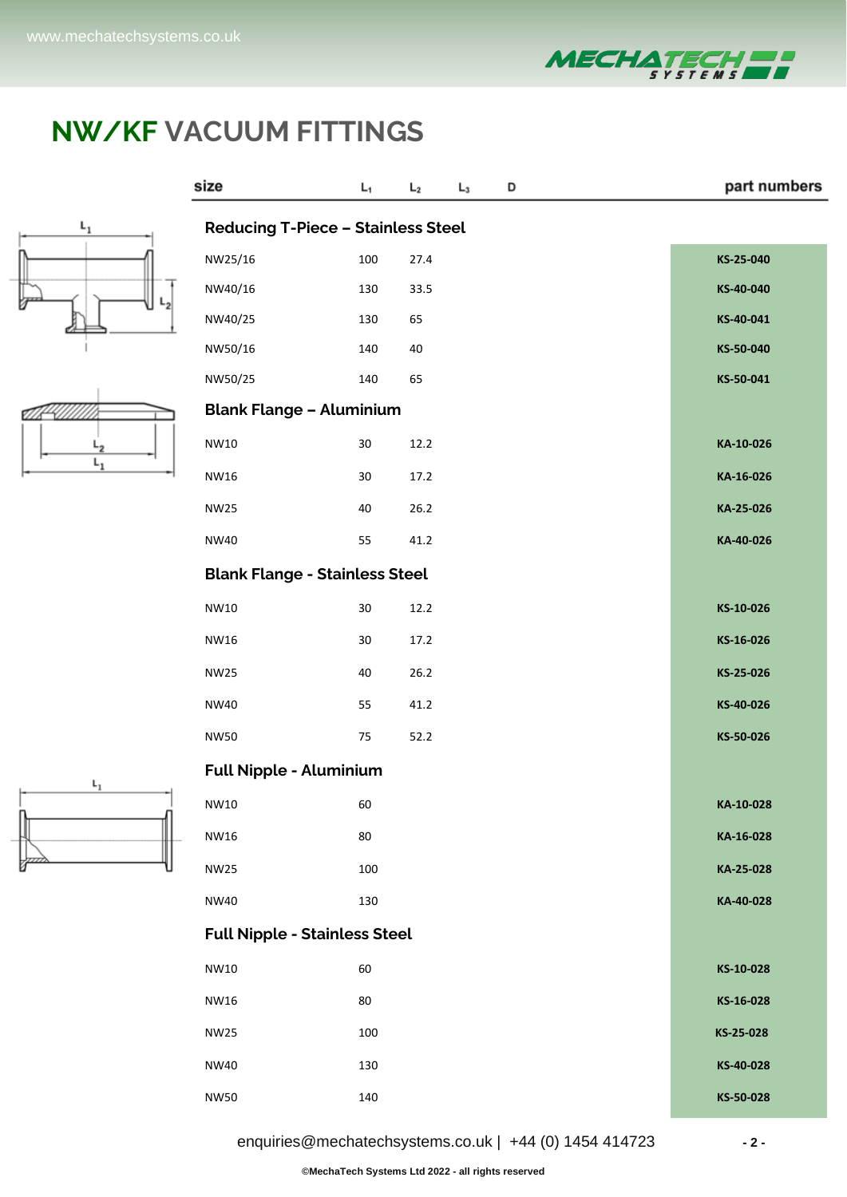# NW/KF VACUUM FITTINGS

| size | $L_1$ | $L_2$ | $L_3$ | D | part numbers |
|---|---|---|---|---|---|
| **Reducing T-Piece – Stainless Steel** | | | | | |
| NW25/16 | 100 | 27.4 | | | KS-25-040 |
| NW40/16 | 130 | 33.5 | | | KS-40-040 |
| NW40/25 | 130 | 65 | | | KS-40-041 |
| NW50/16 | 140 | 40 | | | KS-50-040 |
| NW50/25 | 140 | 65 | | | KS-50-041 |
| **Blank Flange – Aluminium** | | | | | |
| NW10 | 30 | 12.2 | | | KA-10-026 |
| NW16 | 30 | 17.2 | | | KA-16-026 |
| NW25 | 40 | 26.2 | | | KA-25-026 |
| NW40 | 55 | 41.2 | | | KA-40-026 |
| **Blank Flange - Stainless Steel** | | | | | |
| NW10 | 30 | 12.2 | | | KS-10-026 |
| NW16 | 30 | 17.2 | | | KS-16-026 |
| NW25 | 40 | 26.2 | | | KS-25-026 |
| NW40 | 55 | 41.2 | | | KS-40-026 |
| NW50 | 75 | 52.2 | | | KS-50-026 |
| **Full Nipple - Aluminium** | | | | | |
| NW10 | 60 | | | | KA-10-028 |
| NW16 | 80 | | | | KA-16-028 |
| NW25 | 100 | | | | KA-25-028 |
| NW40 | 130 | | | | KA-40-028 |
| **Full Nipple - Stainless Steel** | | | | | |
| NW10 | 60 | | | | KS-10-028 |
| NW16 | 80 | | | | KS-16-028 |
| NW25 | 100 | | | | KS-25-028 |
| NW40 | 130 | | | | KS-40-028 |
| NW50 | 140 | | | | KS-50-028 |

enquiries@mechatechsystems.co.uk | +44 (0) 1454 414723

©MechaTech Systems Ltd 2022 - all rights reserved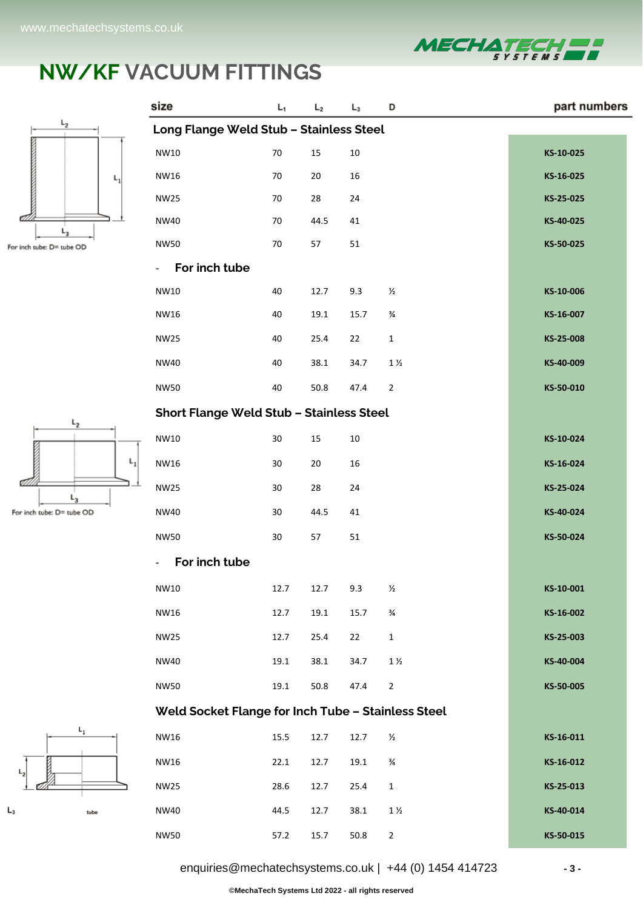# NW/KF VACUUM FITTINGS

For inch tube: D= tube OD

| size | $L_1$ | $L_2$ | $L_3$ | D | part numbers |
|---|---|---|---|---|---|
| **Long Flange Weld Stub – Stainless Steel** | | | | | |
| NW10 | 70 | 15 | 10 | | KS-10-025 |
| NW16 | 70 | 20 | 16 | | KS-16-025 |
| NW25 | 70 | 28 | 24 | | KS-25-025 |
| NW40 | 70 | 44.5 | 41 | | KS-40-025 |
| NW50 | 70 | 57 | 51 | | KS-50-025 |
| - **For inch tube** | | | | | |
| NW10 | 40 | 12.7 | 9.3 | ½ | KS-10-006 |
| NW16 | 40 | 19.1 | 15.7 | ¾ | KS-16-007 |
| NW25 | 40 | 25.4 | 22 | 1 | KS-25-008 |
| NW40 | 40 | 38.1 | 34.7 | 1 ½ | KS-40-009 |
| NW50 | 40 | 50.8 | 47.4 | 2 | KS-50-010 |
| **Short Flange Weld Stub – Stainless Steel** | | | | | |
| NW10 | 30 | 15 | 10 | | KS-10-024 |
| NW16 | 30 | 20 | 16 | | KS-16-024 |
| NW25 | 30 | 28 | 24 | | KS-25-024 |
| NW40 | 30 | 44.5 | 41 | | KS-40-024 |
| NW50 | 30 | 57 | 51 | | KS-50-024 |
| - **For inch tube** | | | | | |
| NW10 | 12.7 | 12.7 | 9.3 | ½ | KS-10-001 |
| NW16 | 12.7 | 19.1 | 15.7 | ¾ | KS-16-002 |
| NW25 | 12.7 | 25.4 | 22 | 1 | KS-25-003 |
| NW40 | 19.1 | 38.1 | 34.7 | 1 ½ | KS-40-004 |
| NW50 | 19.1 | 50.8 | 47.4 | 2 | KS-50-005 |
| **Weld Socket Flange for Inch Tube – Stainless Steel** | | | | | |
| NW16 | 15.5 | 12.7 | 12.7 | ½ | KS-16-011 |
| NW16 | 22.1 | 12.7 | 19.1 | ¾ | KS-16-012 |
| NW25 | 28.6 | 12.7 | 25.4 | 1 | KS-25-013 |
| NW40 | 44.5 | 12.7 | 38.1 | 1 ½ | KS-40-014 |
| NW50 | 57.2 | 15.7 | 50.8 | 2 | KS-50-015 |

enquiries@mechatechsystems.co.uk | +44 (0) 1454 414723

©MechaTech Systems Ltd 2022 - all rights reserved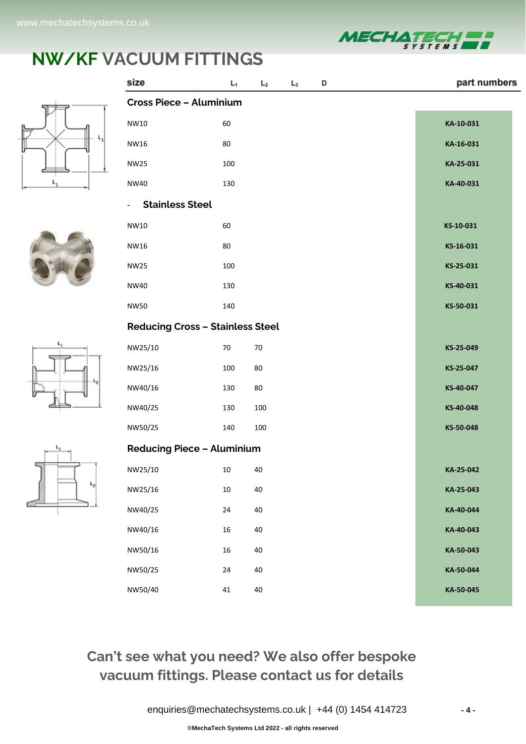# NW/KF VACUUM FITTINGS

| size | $L_1$ | $L_2$ | $L_3$ | D | part numbers |
|---|---|---|---|---|---|
| **Cross Piece – Aluminium** | | | | | |
| NW10 | 60 | | | | **KA-10-031** |
| NW16 | 80 | | | | **KA-16-031** |
| NW25 | 100 | | | | **KA-25-031** |
| NW40 | 130 | | | | **KA-40-031** |
| - **Stainless Steel** | | | | | |
| NW10 | 60 | | | | **KS-10-031** |
| NW16 | 80 | | | | **KS-16-031** |
| NW25 | 100 | | | | **KS-25-031** |
| NW40 | 130 | | | | **KS-40-031** |
| NW50 | 140 | | | | **KS-50-031** |
| **Reducing Cross – Stainless Steel** | | | | | |
| NW25/10 | 70 | 70 | | | **KS-25-049** |
| NW25/16 | 100 | 80 | | | **KS-25-047** |
| NW40/16 | 130 | 80 | | | **KS-40-047** |
| NW40/25 | 130 | 100 | | | **KS-40-048** |
| NW50/25 | 140 | 100 | | | **KS-50-048** |
| **Reducing Piece – Aluminium** | | | | | |
| NW25/10 | 10 | 40 | | | **KA-25-042** |
| NW25/16 | 10 | 40 | | | **KA-25-043** |
| NW40/25 | 24 | 40 | | | **KA-40-044** |
| NW40/16 | 16 | 40 | | | **KA-40-043** |
| NW50/16 | 16 | 40 | | | **KA-50-043** |
| NW50/25 | 24 | 40 | | | **KA-50-044** |
| NW50/40 | 41 | 40 | | | **KA-50-045** |

**Can't see what you need? We also offer bespoke vacuum fittings. Please contact us for details**

enquiries@mechatechsystems.co.uk | +44 (0) 1454 414723

©MechaTech Systems Ltd 2022 - all rights reserved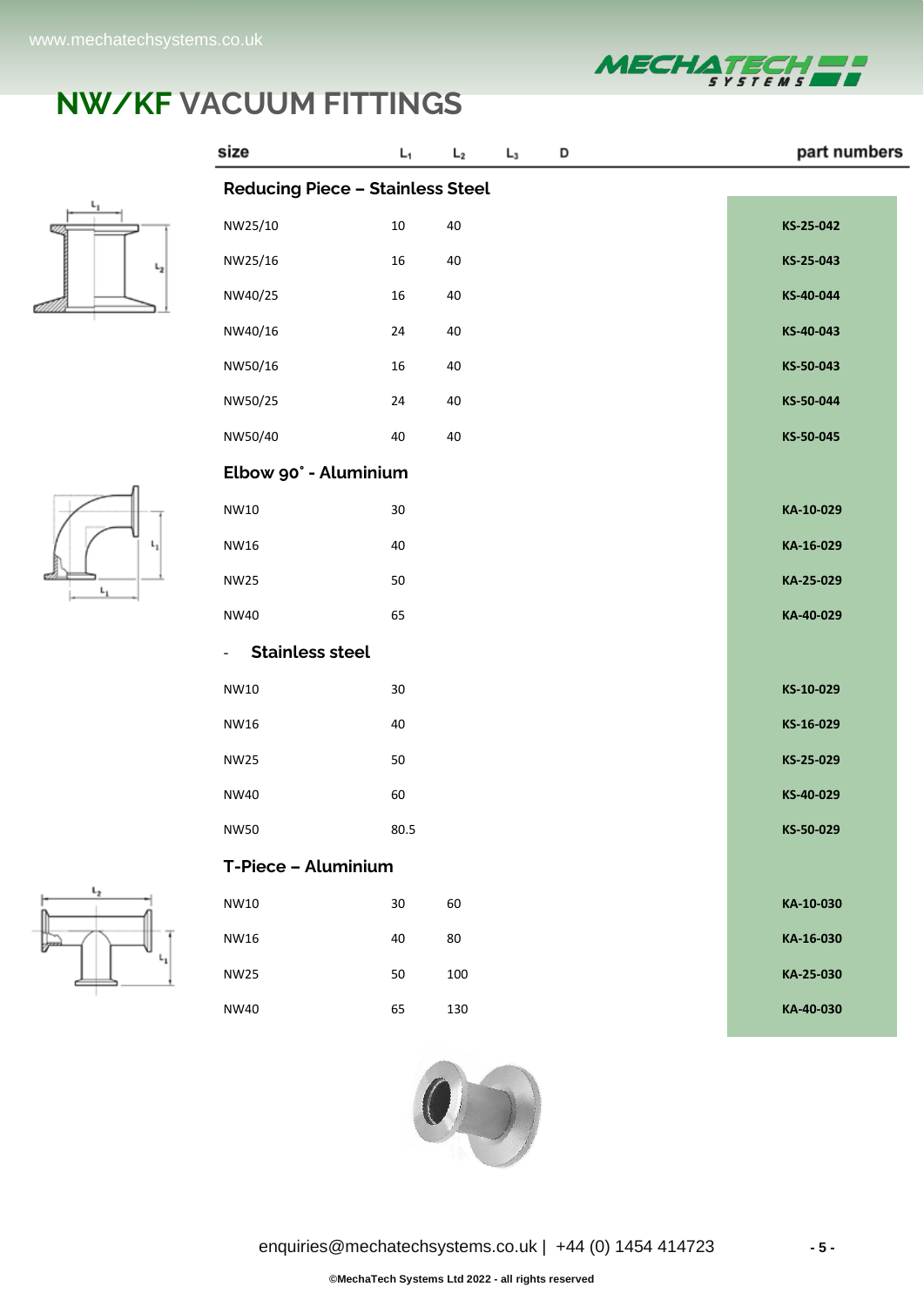# NW/KF VACUUM FITTINGS

| size | $L_1$ | $L_2$ | $L_3$ | D | part numbers |
|---|---|---|---|---|---|
| **Reducing Piece – Stainless Steel** | | | | | |
| NW25/10 | 10 | 40 | | | **KS-25-042** |
| NW25/16 | 16 | 40 | | | **KS-25-043** |
| NW40/25 | 16 | 40 | | | **KS-40-044** |
| NW40/16 | 24 | 40 | | | **KS-40-043** |
| NW50/16 | 16 | 40 | | | **KS-50-043** |
| NW50/25 | 24 | 40 | | | **KS-50-044** |
| NW50/40 | 40 | 40 | | | **KS-50-045** |
| **Elbow 90˚ - Aluminium** | | | | | |
| NW10 | 30 | | | | **KA-10-029** |
| NW16 | 40 | | | | **KA-16-029** |
| NW25 | 50 | | | | **KA-25-029** |
| NW40 | 65 | | | | **KA-40-029** |
| - **Stainless steel** | | | | | |
| NW10 | 30 | | | | **KS-10-029** |
| NW16 | 40 | | | | **KS-16-029** |
| NW25 | 50 | | | | **KS-25-029** |
| NW40 | 60 | | | | **KS-40-029** |
| NW50 | 80.5 | | | | **KS-50-029** |
| **T-Piece – Aluminium** | | | | | |
| NW10 | 30 | 60 | | | **KA-10-030** |
| NW16 | 40 | 80 | | | **KA-16-030** |
| NW25 | 50 | 100 | | | **KA-25-030** |
| NW40 | 65 | 130 | | | **KA-40-030** |

enquiries@mechatechsystems.co.uk | +44 (0) 1454 414723

©MechaTech Systems Ltd 2022 - all rights reserved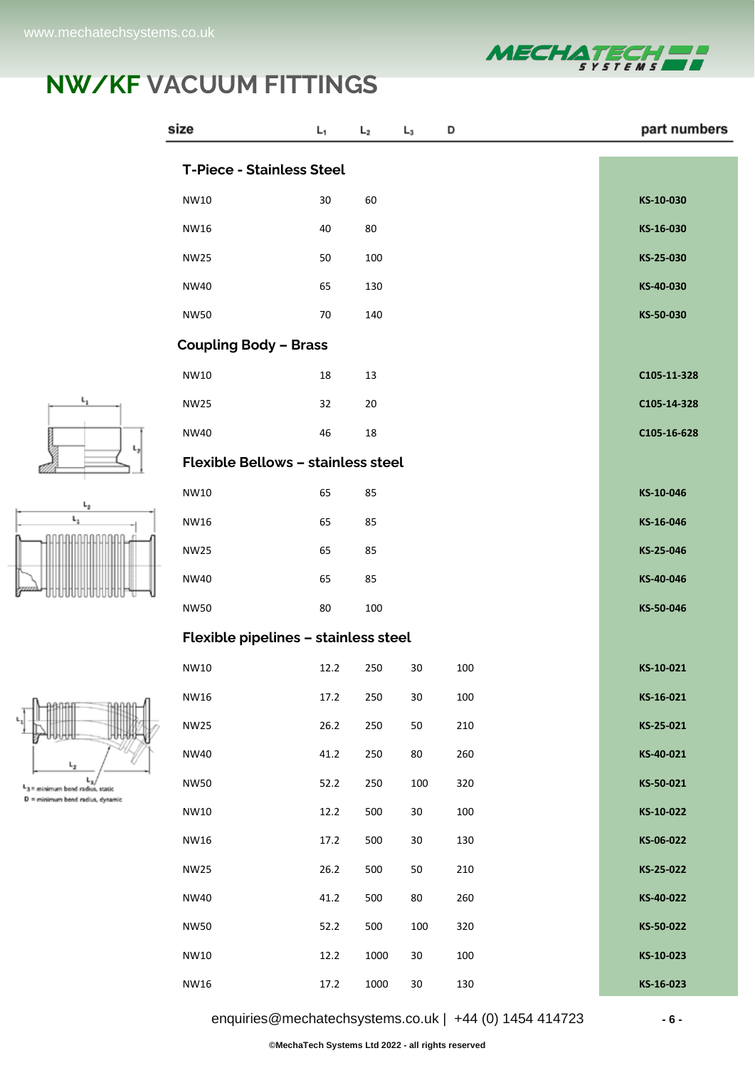# NW/KF VACUUM FITTINGS

| size | $L_1$ | $L_2$ | $L_3$ | D | part numbers |
|---|---|---|---|---|---|
| **T-Piece - Stainless Steel** | | | | | |
| NW10 | 30 | 60 | | | **KS-10-030** |
| NW16 | 40 | 80 | | | **KS-16-030** |
| NW25 | 50 | 100 | | | **KS-25-030** |
| NW40 | 65 | 130 | | | **KS-40-030** |
| NW50 | 70 | 140 | | | **KS-50-030** |
| **Coupling Body – Brass** | | | | | |
| NW10 | 18 | 13 | | | **C105-11-328** |
| NW25 | 32 | 20 | | | **C105-14-328** |
| NW40 | 46 | 18 | | | **C105-16-628** |
| **Flexible Bellows – stainless steel** | | | | | |
| NW10 | 65 | 85 | | | **KS-10-046** |
| NW16 | 65 | 85 | | | **KS-16-046** |
| NW25 | 65 | 85 | | | **KS-25-046** |
| NW40 | 65 | 85 | | | **KS-40-046** |
| NW50 | 80 | 100 | | | **KS-50-046** |
| **Flexible pipelines – stainless steel** | | | | | |
| NW10 | 12.2 | 250 | 30 | 100 | **KS-10-021** |
| NW16 | 17.2 | 250 | 30 | 100 | **KS-16-021** |
| NW25 | 26.2 | 250 | 50 | 210 | **KS-25-021** |
| NW40 | 41.2 | 250 | 80 | 260 | **KS-40-021** |
| NW50 | 52.2 | 250 | 100 | 320 | **KS-50-021** |
| NW10 | 12.2 | 500 | 30 | 100 | **KS-10-022** |
| NW16 | 17.2 | 500 | 30 | 130 | **KS-06-022** |
| NW25 | 26.2 | 500 | 50 | 210 | **KS-25-022** |
| NW40 | 41.2 | 500 | 80 | 260 | **KS-40-022** |
| NW50 | 52.2 | 500 | 100 | 320 | **KS-50-022** |
| NW10 | 12.2 | 1000 | 30 | 100 | **KS-10-023** |
| NW16 | 17.2 | 1000 | 30 | 130 | **KS-16-023** |

$L_3$ = minimum bend radius, static
D = minimum bend radius, dynamic

enquiries@mechatechsystems.co.uk | +44 (0) 1454 414723

©MechaTech Systems Ltd 2022 - all rights reserved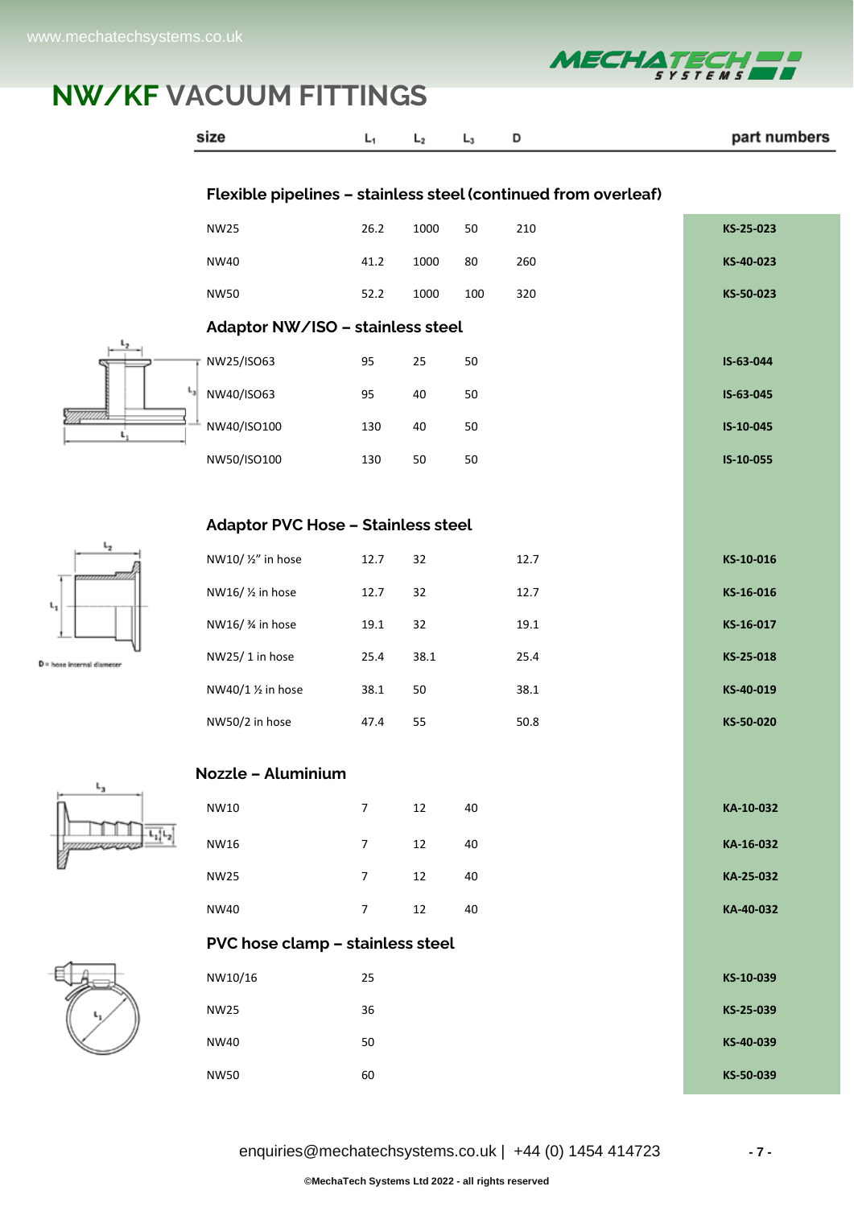# NW/KF VACUUM FITTINGS

| size | $L_1$ | $L_2$ | $L_3$ | D | part numbers |
|---|---|---|---|---|---|
| **Flexible pipelines – stainless steel (continued from overleaf)** | | | | | |
| NW25 | 26.2 | 1000 | 50 | 210 | **KS-25-023** |
| NW40 | 41.2 | 1000 | 80 | 260 | **KS-40-023** |
| NW50 | 52.2 | 1000 | 100 | 320 | **KS-50-023** |
| **Adaptor NW/ISO – stainless steel** | | | | | |
| NW25/ISO63 | 95 | 25 | 50 | | **IS-63-044** |
| NW40/ISO63 | 95 | 40 | 50 | | **IS-63-045** |
| NW40/ISO100 | 130 | 40 | 50 | | **IS-10-045** |
| NW50/ISO100 | 130 | 50 | 50 | | **IS-10-055** |
| **Adaptor PVC Hose – Stainless steel** | | | | | |
| NW10/ ½" in hose | 12.7 | 32 | | 12.7 | **KS-10-016** |
| NW16/ ½ in hose | 12.7 | 32 | | 12.7 | **KS-16-016** |
| NW16/ ¾ in hose | 19.1 | 32 | | 19.1 | **KS-16-017** |
| NW25/ 1 in hose | 25.4 | 38.1 | | 25.4 | **KS-25-018** |
| NW40/1 ½ in hose | 38.1 | 50 | | 38.1 | **KS-40-019** |
| NW50/2 in hose | 47.4 | 55 | | 50.8 | **KS-50-020** |
| **Nozzle – Aluminium** | | | | | |
| NW10 | 7 | 12 | 40 | | **KA-10-032** |
| NW16 | 7 | 12 | 40 | | **KA-16-032** |
| NW25 | 7 | 12 | 40 | | **KA-25-032** |
| NW40 | 7 | 12 | 40 | | **KA-40-032** |
| **PVC hose clamp – stainless steel** | | | | | |
| NW10/16 | 25 | | | | **KS-10-039** |
| NW25 | 36 | | | | **KS-25-039** |
| NW40 | 50 | | | | **KS-40-039** |
| NW50 | 60 | | | | **KS-50-039** |

D = hose internal diameter

enquiries@mechatechsystems.co.uk | +44 (0) 1454 414723

©MechaTech Systems Ltd 2022 - all rights reserved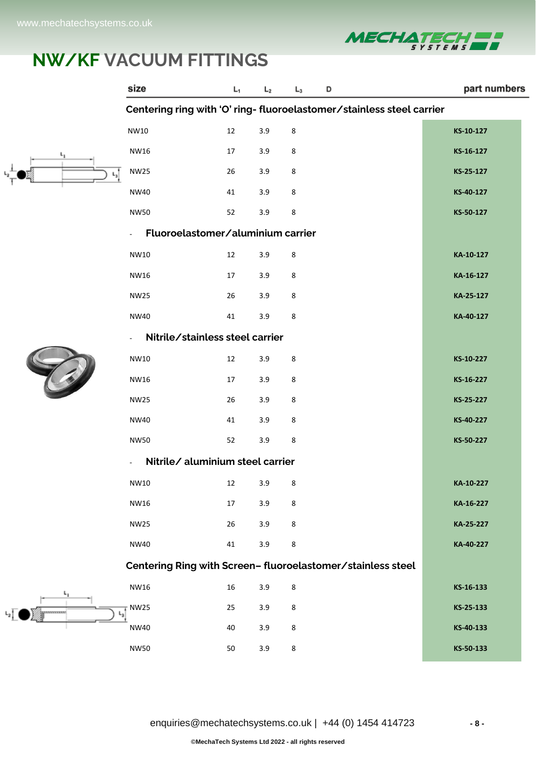# NW/KF VACUUM FITTINGS

| size | $L_1$ | $L_2$ | $L_3$ | D | part numbers |
|---|---|---|---|---|---|
| **Centering ring with 'O' ring- fluoroelastomer/stainless steel carrier** | | | | | |
| NW10 | 12 | 3.9 | 8 | | **KS-10-127** |
| NW16 | 17 | 3.9 | 8 | | **KS-16-127** |
| NW25 | 26 | 3.9 | 8 | | **KS-25-127** |
| NW40 | 41 | 3.9 | 8 | | **KS-40-127** |
| NW50 | 52 | 3.9 | 8 | | **KS-50-127** |
| - **Fluoroelastomer/aluminium carrier** | | | | | |
| NW10 | 12 | 3.9 | 8 | | **KA-10-127** |
| NW16 | 17 | 3.9 | 8 | | **KA-16-127** |
| NW25 | 26 | 3.9 | 8 | | **KA-25-127** |
| NW40 | 41 | 3.9 | 8 | | **KA-40-127** |
| - **Nitrile/stainless steel carrier** | | | | | |
| NW10 | 12 | 3.9 | 8 | | **KS-10-227** |
| NW16 | 17 | 3.9 | 8 | | **KS-16-227** |
| NW25 | 26 | 3.9 | 8 | | **KS-25-227** |
| NW40 | 41 | 3.9 | 8 | | **KS-40-227** |
| NW50 | 52 | 3.9 | 8 | | **KS-50-227** |
| - **Nitrile/ aluminium steel carrier** | | | | | |
| NW10 | 12 | 3.9 | 8 | | **KA-10-227** |
| NW16 | 17 | 3.9 | 8 | | **KA-16-227** |
| NW25 | 26 | 3.9 | 8 | | **KA-25-227** |
| NW40 | 41 | 3.9 | 8 | | **KA-40-227** |
| **Centering Ring with Screen– fluoroelastomer/stainless steel** | | | | | |
| NW16 | 16 | 3.9 | 8 | | **KS-16-133** |
| NW25 | 25 | 3.9 | 8 | | **KS-25-133** |
| NW40 | 40 | 3.9 | 8 | | **KS-40-133** |
| NW50 | 50 | 3.9 | 8 | | **KS-50-133** |

enquiries@mechatechsystems.co.uk | +44 (0) 1454 414723

©MechaTech Systems Ltd 2022 - all rights reserved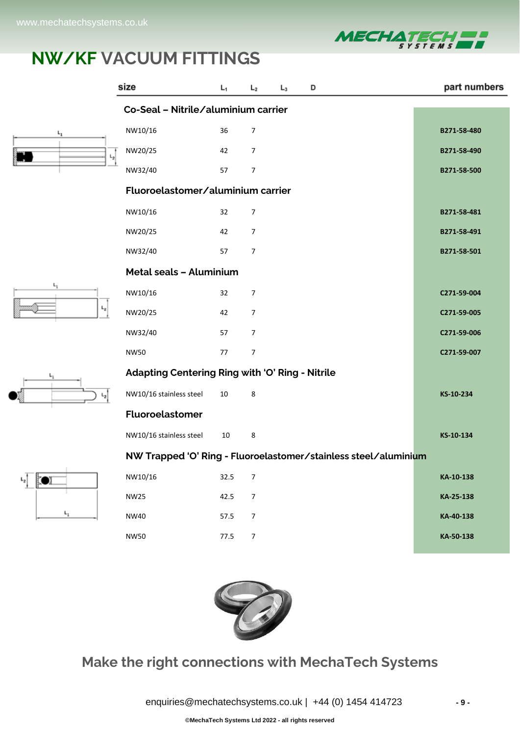# NW/KF VACUUM FITTINGS

| size | $L_1$ | $L_2$ | $L_3$ | D | part numbers |
|---|---|---|---|---|---|
| **Co-Seal – Nitrile/aluminium carrier** | | | | | |
| NW10/16 | 36 | 7 | | | **B271-58-480** |
| NW20/25 | 42 | 7 | | | **B271-58-490** |
| NW32/40 | 57 | 7 | | | **B271-58-500** |
| **Fluoroelastomer/aluminium carrier** | | | | | |
| NW10/16 | 32 | 7 | | | **B271-58-481** |
| NW20/25 | 42 | 7 | | | **B271-58-491** |
| NW32/40 | 57 | 7 | | | **B271-58-501** |
| **Metal seals – Aluminium** | | | | | |
| NW10/16 | 32 | 7 | | | **C271-59-004** |
| NW20/25 | 42 | 7 | | | **C271-59-005** |
| NW32/40 | 57 | 7 | | | **C271-59-006** |
| NW50 | 77 | 7 | | | **C271-59-007** |
| **Adapting Centering Ring with 'O' Ring - Nitrile** | | | | | |
| NW10/16 stainless steel | 10 | 8 | | | **KS-10-234** |
| **Fluoroelastomer** | | | | | |
| NW10/16 stainless steel | 10 | 8 | | | **KS-10-134** |
| **NW Trapped 'O' Ring - Fluoroelastomer/stainless steel/aluminium** | | | | | |
| NW10/16 | 32.5 | 7 | | | **KA-10-138** |
| NW25 | 42.5 | 7 | | | **KA-25-138** |
| NW40 | 57.5 | 7 | | | **KA-40-138** |
| NW50 | 77.5 | 7 | | | **KA-50-138** |

## Make the right connections with MechaTech Systems

enquiries@mechatechsystems.co.uk | +44 (0) 1454 414723

©MechaTech Systems Ltd 2022 - all rights reserved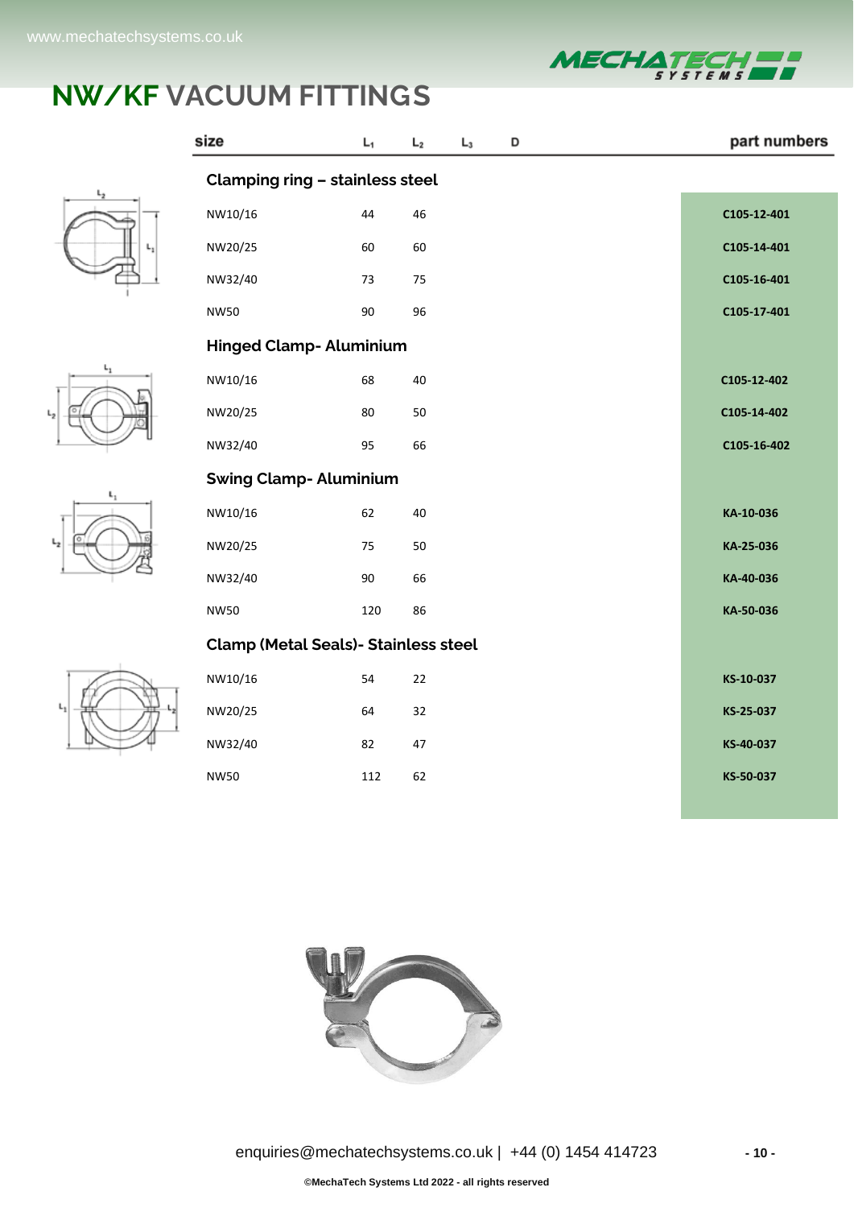# NW/KF VACUUM FITTINGS

| size | $L_1$ | $L_2$ | $L_3$ | D | part numbers |
|---|---|---|---|---|---|
| **Clamping ring – stainless steel** | | | | | |
| NW10/16 | 44 | 46 | | | C105-12-401 |
| NW20/25 | 60 | 60 | | | C105-14-401 |
| NW32/40 | 73 | 75 | | | C105-16-401 |
| NW50 | 90 | 96 | | | C105-17-401 |
| **Hinged Clamp- Aluminium** | | | | | |
| NW10/16 | 68 | 40 | | | C105-12-402 |
| NW20/25 | 80 | 50 | | | C105-14-402 |
| NW32/40 | 95 | 66 | | | C105-16-402 |
| **Swing Clamp- Aluminium** | | | | | |
| NW10/16 | 62 | 40 | | | KA-10-036 |
| NW20/25 | 75 | 50 | | | KA-25-036 |
| NW32/40 | 90 | 66 | | | KA-40-036 |
| NW50 | 120 | 86 | | | KA-50-036 |
| **Clamp (Metal Seals)- Stainless steel** | | | | | |
| NW10/16 | 54 | 22 | | | KS-10-037 |
| NW20/25 | 64 | 32 | | | KS-25-037 |
| NW32/40 | 82 | 47 | | | KS-40-037 |
| NW50 | 112 | 62 | | | KS-50-037 |

enquiries@mechatechsystems.co.uk | +44 (0) 1454 414723

©MechaTech Systems Ltd 2022 - all rights reserved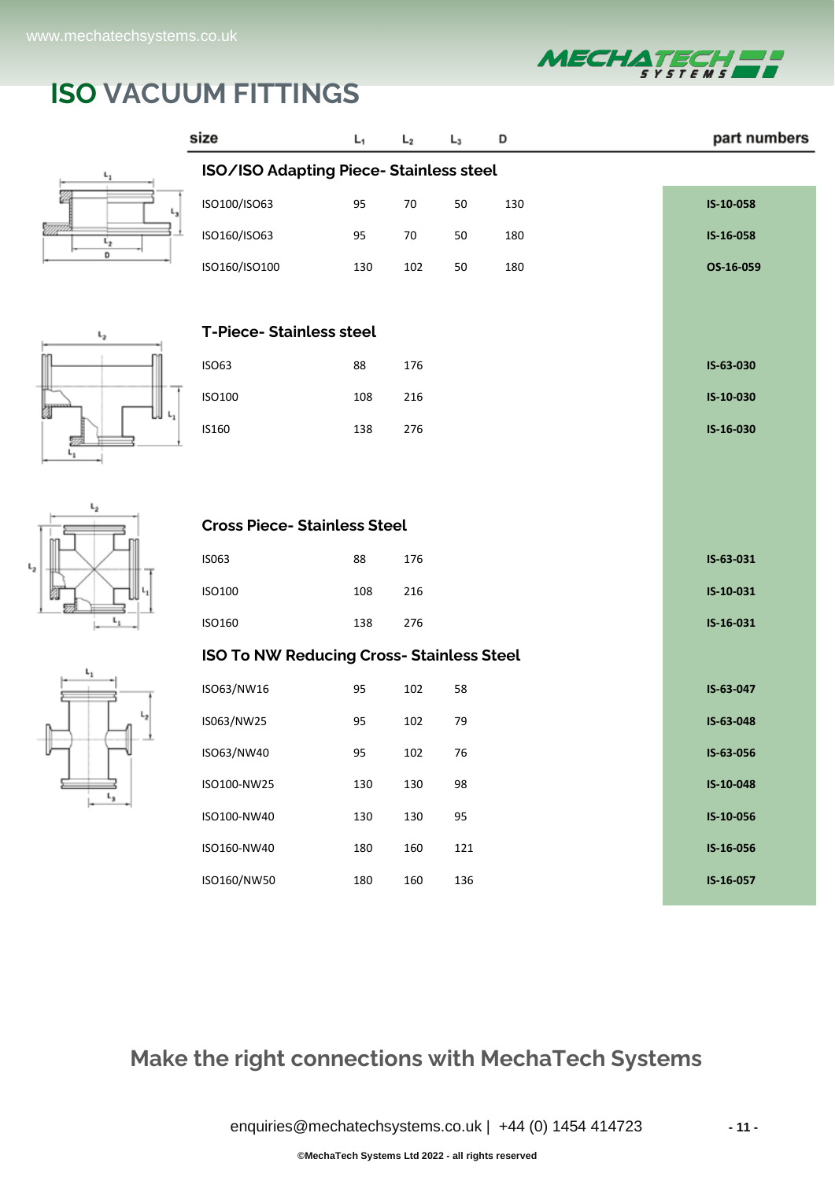# ISO VACUUM FITTINGS

| size | $L_1$ | $L_2$ | $L_3$ | D | part numbers |
|---|---|---|---|---|---|
| **ISO/ISO Adapting Piece- Stainless steel** | | | | | |
| ISO100/ISO63 | 95 | 70 | 50 | 130 | **IS-10-058** |
| ISO160/ISO63 | 95 | 70 | 50 | 180 | **IS-16-058** |
| ISO160/ISO100 | 130 | 102 | 50 | 180 | **OS-16-059** |
| **T-Piece- Stainless steel** | | | | | |
| ISO63 | 88 | 176 | | | **IS-63-030** |
| ISO100 | 108 | 216 | | | **IS-10-030** |
| IS160 | 138 | 276 | | | **IS-16-030** |
| **Cross Piece- Stainless Steel** | | | | | |
| IS063 | 88 | 176 | | | **IS-63-031** |
| ISO100 | 108 | 216 | | | **IS-10-031** |
| ISO160 | 138 | 276 | | | **IS-16-031** |
| **ISO To NW Reducing Cross- Stainless Steel** | | | | | |
| ISO63/NW16 | 95 | 102 | 58 | | **IS-63-047** |
| IS063/NW25 | 95 | 102 | 79 | | **IS-63-048** |
| ISO63/NW40 | 95 | 102 | 76 | | **IS-63-056** |
| ISO100-NW25 | 130 | 130 | 98 | | **IS-10-048** |
| ISO100-NW40 | 130 | 130 | 95 | | **IS-10-056** |
| ISO160-NW40 | 180 | 160 | 121 | | **IS-16-056** |
| ISO160/NW50 | 180 | 160 | 136 | | **IS-16-057** |

## Make the right connections with MechaTech Systems

enquiries@mechatechsystems.co.uk | +44 (0) 1454 414723

©MechaTech Systems Ltd 2022 - all rights reserved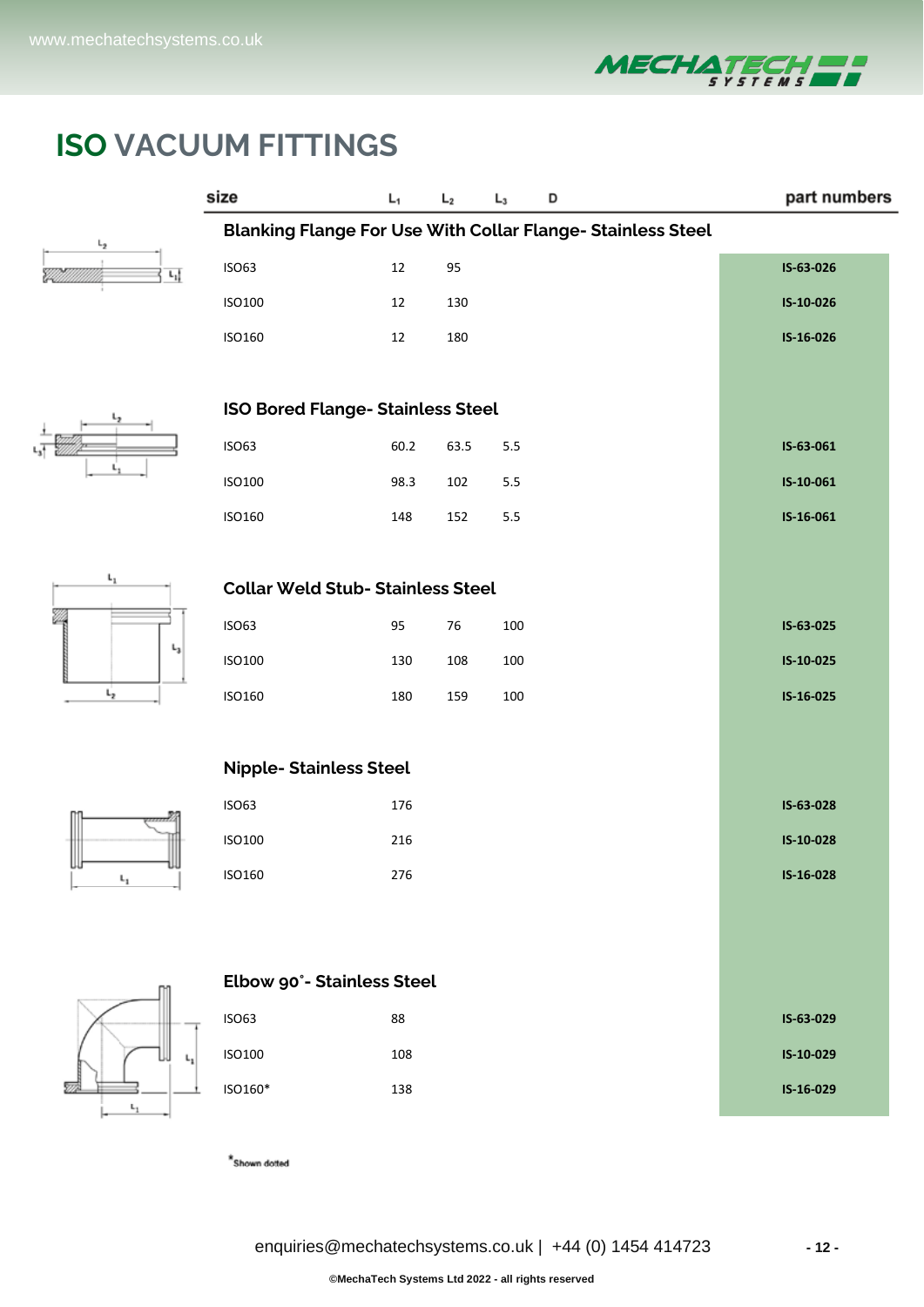# ISO VACUUM FITTINGS

| size | $L_1$ | $L_2$ | $L_3$ | D | part numbers |
|---|---|---|---|---|---|
| **Blanking Flange For Use With Collar Flange- Stainless Steel** | | | | | |
| ISO63 | 12 | 95 | | | **IS-63-026** |
| ISO100 | 12 | 130 | | | **IS-10-026** |
| ISO160 | 12 | 180 | | | **IS-16-026** |
| **ISO Bored Flange- Stainless Steel** | | | | | |
| ISO63 | 60.2 | 63.5 | 5.5 | | **IS-63-061** |
| ISO100 | 98.3 | 102 | 5.5 | | **IS-10-061** |
| ISO160 | 148 | 152 | 5.5 | | **IS-16-061** |
| **Collar Weld Stub- Stainless Steel** | | | | | |
| ISO63 | 95 | 76 | 100 | | **IS-63-025** |
| ISO100 | 130 | 108 | 100 | | **IS-10-025** |
| ISO160 | 180 | 159 | 100 | | **IS-16-025** |
| **Nipple- Stainless Steel** | | | | | |
| ISO63 | 176 | | | | **IS-63-028** |
| ISO100 | 216 | | | | **IS-10-028** |
| ISO160 | 276 | | | | **IS-16-028** |
| **Elbow 90°- Stainless Steel** | | | | | |
| ISO63 | 88 | | | | **IS-63-029** |
| ISO100 | 108 | | | | **IS-10-029** |
| ISO160* | 138 | | | | **IS-16-029** |

*Shown dotted

enquiries@mechatechsystems.co.uk | +44 (0) 1454 414723

©MechaTech Systems Ltd 2022 - all rights reserved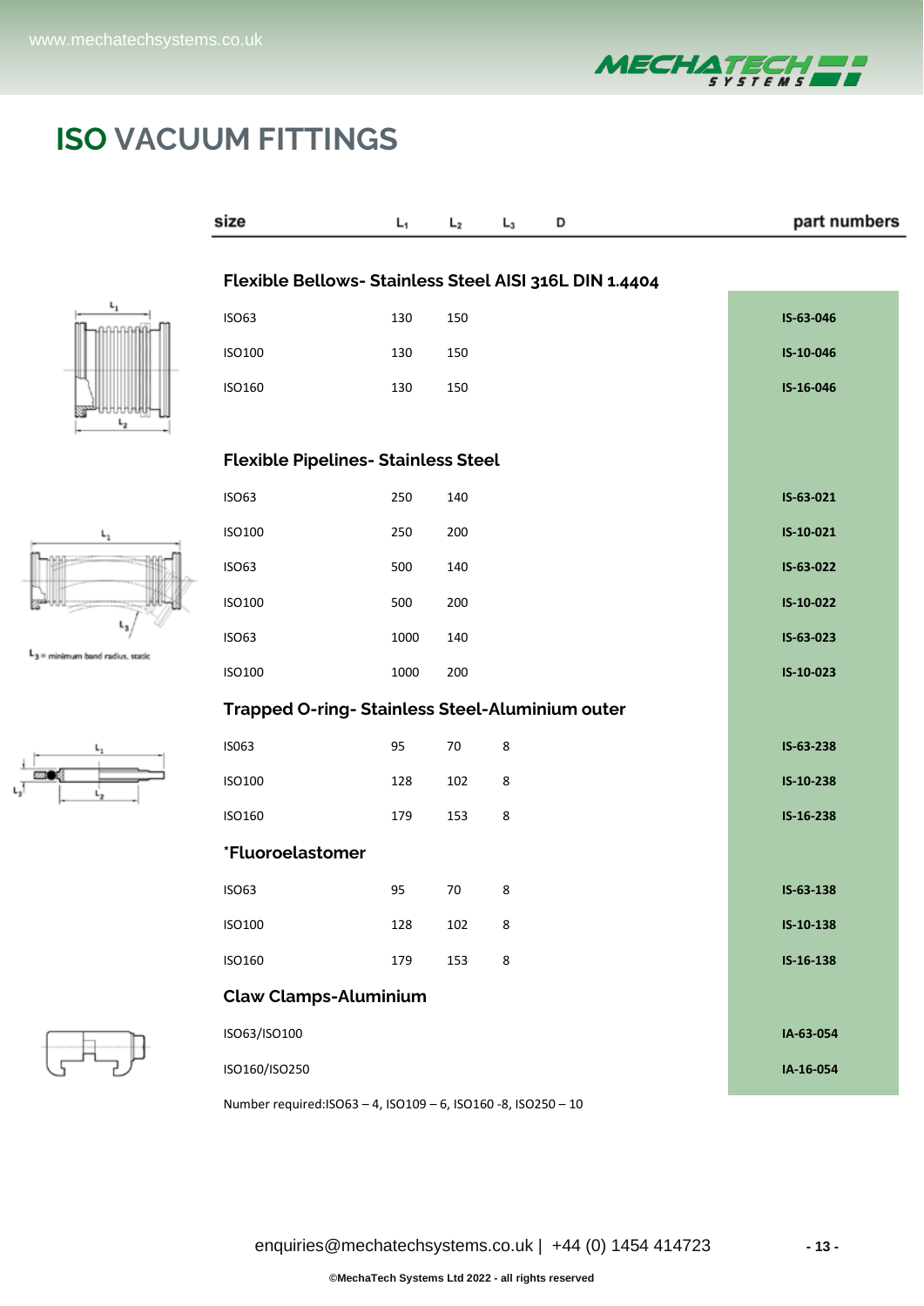# ISO VACUUM FITTINGS

| size | $L_1$ | $L_2$ | $L_3$ | D | part numbers |
|---|---|---|---|---|---|
| **Flexible Bellows- Stainless Steel AISI 316L DIN 1.4404** | | | | | |
| ISO63 | 130 | 150 | | | **IS-63-046** |
| ISO100 | 130 | 150 | | | **IS-10-046** |
| ISO160 | 130 | 150 | | | **IS-16-046** |
| **Flexible Pipelines- Stainless Steel** | | | | | |
| ISO63 | 250 | 140 | | | **IS-63-021** |
| ISO100 | 250 | 200 | | | **IS-10-021** |
| ISO63 | 500 | 140 | | | **IS-63-022** |
| ISO100 | 500 | 200 | | | **IS-10-022** |
| ISO63 | 1000 | 140 | | | **IS-63-023** |
| ISO100 | 1000 | 200 | | | **IS-10-023** |
| **Trapped O-ring- Stainless Steel-Aluminium outer** | | | | | |
| IS063 | 95 | 70 | 8 | | **IS-63-238** |
| ISO100 | 128 | 102 | 8 | | **IS-10-238** |
| ISO160 | 179 | 153 | 8 | | **IS-16-238** |
| **\*Fluoroelastomer** | | | | | |
| ISO63 | 95 | 70 | 8 | | **IS-63-138** |
| ISO100 | 128 | 102 | 8 | | **IS-10-138** |
| ISO160 | 179 | 153 | 8 | | **IS-16-138** |
| **Claw Clamps-Aluminium** | | | | | |
| ISO63/ISO100 | | | | | **IA-63-054** |
| ISO160/ISO250 | | | | | **IA-16-054** |

$L_3$ = minimum band radius, static

Number required:ISO63 – 4, ISO109 – 6, ISO160 -8, ISO250 – 10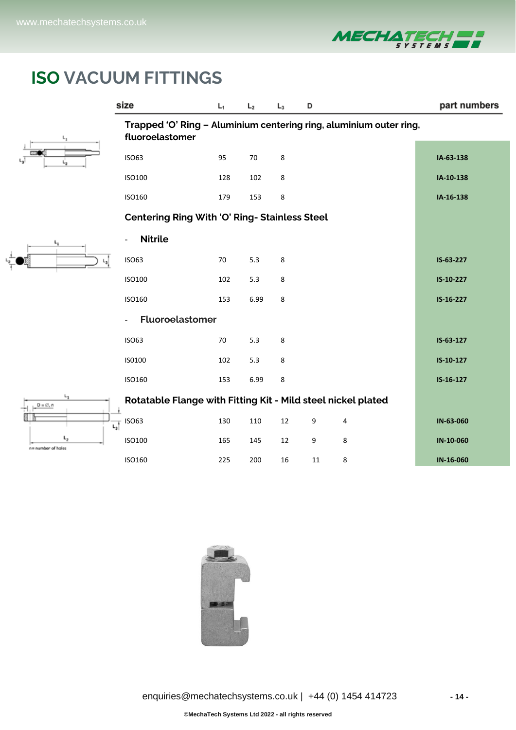# ISO VACUUM FITTINGS

| size | $L_1$ | $L_2$ | $L_3$ | D | | part numbers |
|---|---|---|---|---|---|---|
| **Trapped 'O' Ring – Aluminium centering ring, aluminium outer ring, fluoroelastomer** | | | | | | |
| ISO63 | 95 | 70 | 8 | | | IA-63-138 |
| ISO100 | 128 | 102 | 8 | | | IA-10-138 |
| ISO160 | 179 | 153 | 8 | | | IA-16-138 |
| **Centering Ring With 'O' Ring- Stainless Steel** | | | | | | |
| - **Nitrile** | | | | | | |
| ISO63 | 70 | 5.3 | 8 | | | IS-63-227 |
| ISO100 | 102 | 5.3 | 8 | | | IS-10-227 |
| ISO160 | 153 | 6.99 | 8 | | | IS-16-227 |
| - **Fluoroelastomer** | | | | | | |
| ISO63 | 70 | 5.3 | 8 | | | IS-63-127 |
| IS0100 | 102 | 5.3 | 8 | | | IS-10-127 |
| ISO160 | 153 | 6.99 | 8 | | | IS-16-127 |
| **Rotatable Flange with Fitting Kit - Mild steel nickel plated** | | | | | | |
| ISO63 | 130 | 110 | 12 | 9 | 4 | IN-63-060 |
| ISO100 | 165 | 145 | 12 | 9 | 8 | IN-10-060 |
| ISO160 | 225 | 200 | 16 | 11 | 8 | IN-16-060 |

n = number of holes

enquiries@mechatechsystems.co.uk | +44 (0) 1454 414723

©MechaTech Systems Ltd 2022 - all rights reserved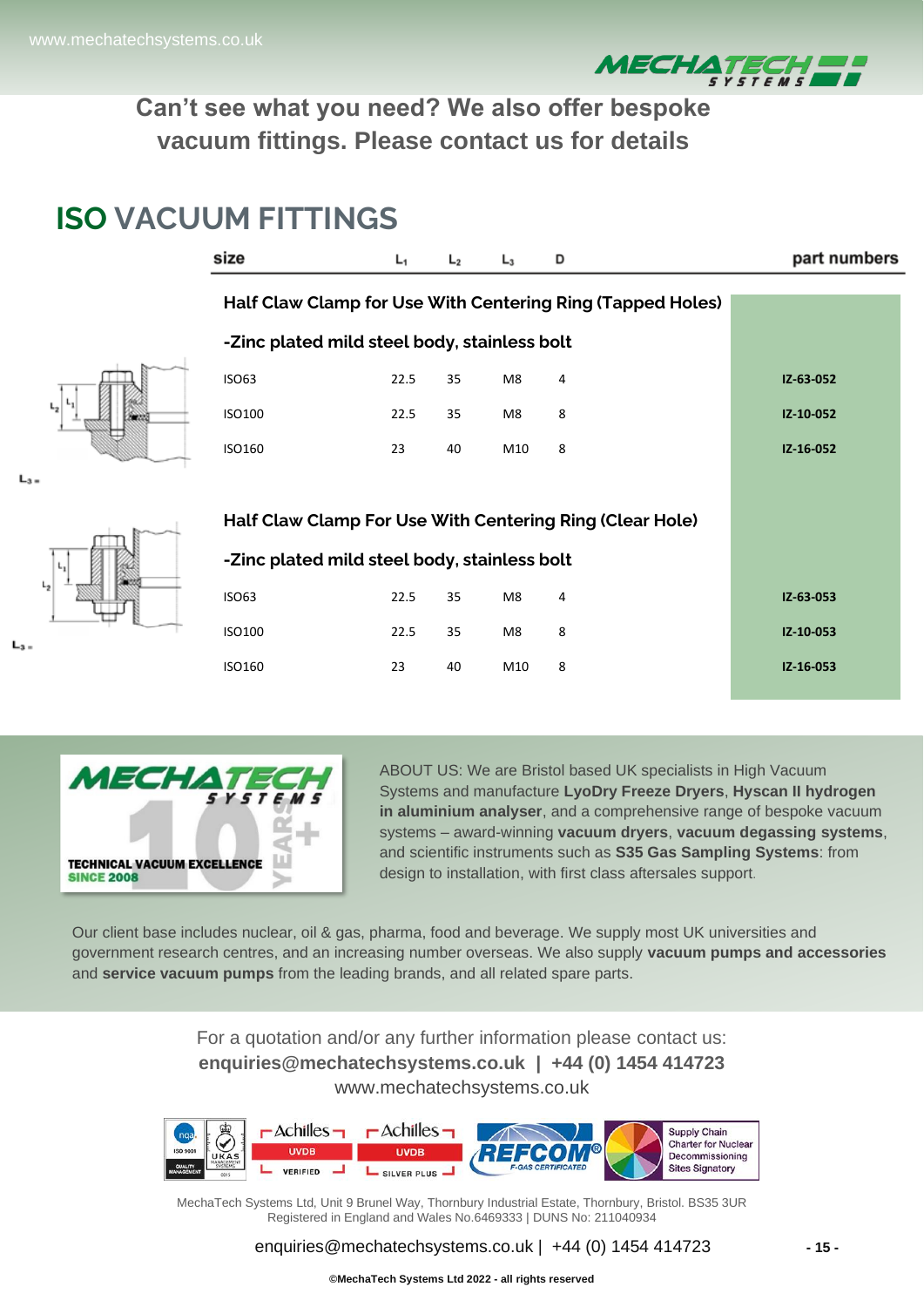**Can't see what you need? We also offer bespoke vacuum fittings. Please contact us for details**

# ISO VACUUM FITTINGS

| size | $L_1$ | $L_2$ | $L_3$ | D | part numbers |
|---|---|---|---|---|---|
| **Half Claw Clamp for Use With Centering Ring (Tapped Holes)** | | | | | |
| **-Zinc plated mild steel body, stainless bolt** | | | | | |
| ISO63 | 22.5 | 35 | M8 | 4 | **IZ-63-052** |
| ISO100 | 22.5 | 35 | M8 | 8 | **IZ-10-052** |
| ISO160 | 23 | 40 | M10 | 8 | **IZ-16-052** |
| **Half Claw Clamp For Use With Centering Ring (Clear Hole)** | | | | | |
| **-Zinc plated mild steel body, stainless bolt** | | | | | |
| ISO63 | 22.5 | 35 | M8 | 4 | **IZ-63-053** |
| ISO100 | 22.5 | 35 | M8 | 8 | **IZ-10-053** |
| ISO160 | 23 | 40 | M10 | 8 | **IZ-16-053** |

MECHATECH SYSTEMS 10 YEARS+ TECHNICAL VACUUM EXCELLENCE SINCE 2008

ABOUT US: We are Bristol based UK specialists in High Vacuum Systems and manufacture **LyoDry Freeze Dryers**, **Hyscan II hydrogen in aluminium analyser**, and a comprehensive range of bespoke vacuum systems – award-winning **vacuum dryers**, **vacuum degassing systems**, and scientific instruments such as **S35 Gas Sampling Systems**: from design to installation, with first class aftersales support.

Our client base includes nuclear, oil & gas, pharma, food and beverage. We supply most UK universities and government research centres, and an increasing number overseas. We also supply **vacuum pumps and accessories** and **service vacuum pumps** from the leading brands, and all related spare parts.

For a quotation and/or any further information please contact us:
**enquiries@mechatechsystems.co.uk | +44 (0) 1454 414723**
www.mechatechsystems.co.uk

MechaTech Systems Ltd, Unit 9 Brunel Way, Thornbury Industrial Estate, Thornbury, Bristol. BS35 3UR
Registered in England and Wales No.6469333 | DUNS No: 211040934

enquiries@mechatechsystems.co.uk | +44 (0) 1454 414723

**©MechaTech Systems Ltd 2022 - all rights reserved**